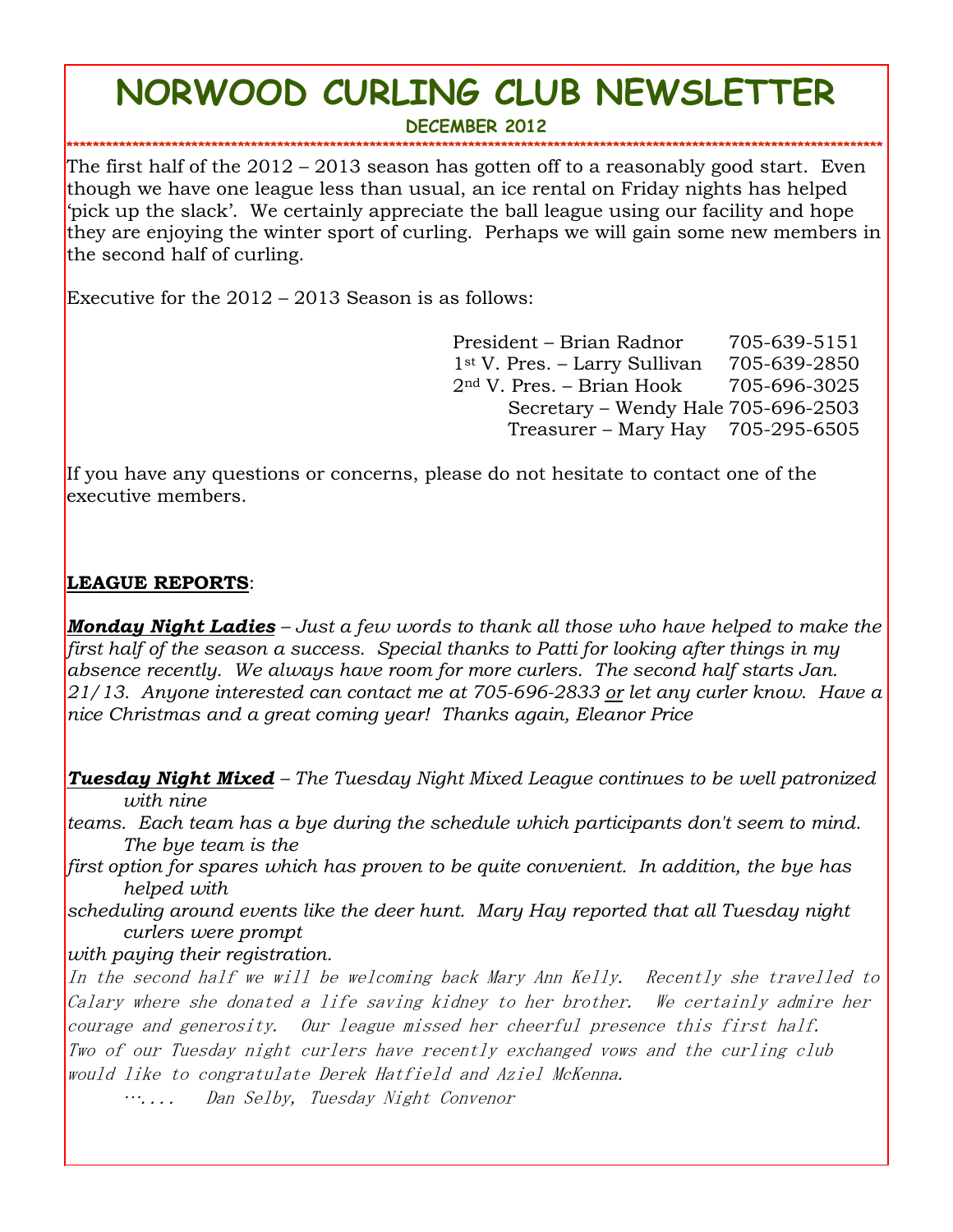# NORWOOD CURLING CLUB NEWSLETTER

## DECEMBER 2012

The first half of the 2012 – 2013 season has gotten off to a reasonably good start. Even though we have one league less than usual, an ice rental on Friday nights has helped 'pick up the slack'. We certainly appreciate the ball league using our facility and hope they are enjoying the winter sport of curling. Perhaps we will gain some new members in the second half of curling.

Executive for the 2012 – 2013 Season is as follows:

President – Brian Radnor 705-639-5151
1st V. Pres. – Larry Sullivan 705-639-2850
2nd V. Pres. – Brian Hook 705-696-3025
Secretary – Wendy Hale 705-696-2503
Treasurer – Mary Hay 705-295-6505

If you have any questions or concerns, please do not hesitate to contact one of the executive members.

**LEAGUE REPORTS**:

***Monday Night Ladies*** *– Just a few words to thank all those who have helped to make the first half of the season a success. Special thanks to Patti for looking after things in my absence recently. We always have room for more curlers. The second half starts Jan. 21/13. Anyone interested can contact me at 705-696-2833 or let any curler know. Have a nice Christmas and a great coming year! Thanks again, Eleanor Price*

***Tuesday Night Mixed*** *– The Tuesday Night Mixed League continues to be well patronized with nine teams. Each team has a bye during the schedule which participants don't seem to mind. The bye team is the first option for spares which has proven to be quite convenient. In addition, the bye has helped with scheduling around events like the deer hunt. Mary Hay reported that all Tuesday night curlers were prompt with paying their registration.*

*In the second half we will be welcoming back Mary Ann Kelly. Recently she travelled to Calary where she donated a life saving kidney to her brother. We certainly admire her courage and generosity. Our league missed her cheerful presence this first half. Two of our Tuesday night curlers have recently exchanged vows and the curling club would like to congratulate Derek Hatfield and Aziel McKenna.*

*….... Dan Selby, Tuesday Night Convenor*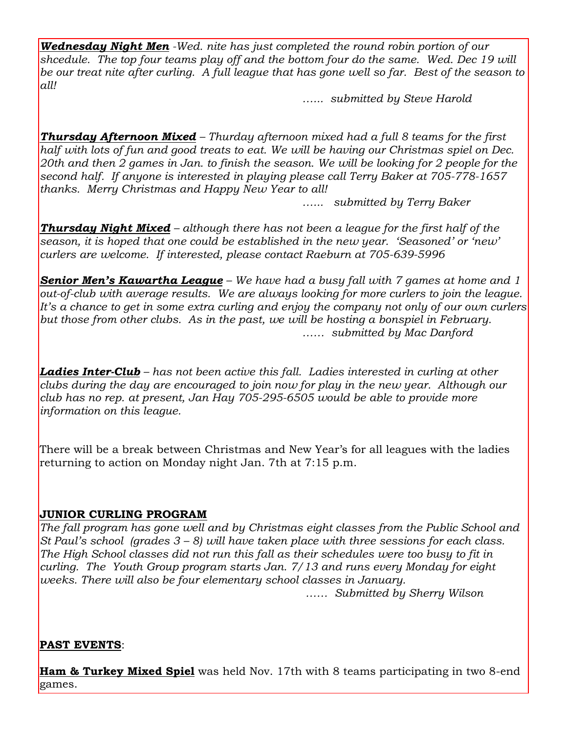***Wednesday Night Men*** *-Wed. nite has just completed the round robin portion of our shcedule. The top four teams play off and the bottom four do the same. Wed. Dec 19 will be our treat nite after curling. A full league that has gone well so far. Best of the season to all!*

*…… submitted by Steve Harold*

***Thursday Afternoon Mixed*** *– Thurday afternoon mixed had a full 8 teams for the first half with lots of fun and good treats to eat. We will be having our Christmas spiel on Dec. 20th and then 2 games in Jan. to finish the season. We will be looking for 2 people for the second half. If anyone is interested in playing please call Terry Baker at 705-778-1657 thanks. Merry Christmas and Happy New Year to all!*

*…… submitted by Terry Baker*

***Thursday Night Mixed*** *– although there has not been a league for the first half of the season, it is hoped that one could be established in the new year. 'Seasoned' or 'new' curlers are welcome. If interested, please contact Raeburn at 705-639-5996*

***Senior Men's Kawartha League*** *– We have had a busy fall with 7 games at home and 1 out-of-club with average results. We are always looking for more curlers to join the league. It's a chance to get in some extra curling and enjoy the company not only of our own curlers but those from other clubs. As in the past, we will be hosting a bonspiel in February.*

*…… submitted by Mac Danford*

***Ladies Inter-Club*** *– has not been active this fall. Ladies interested in curling at other clubs during the day are encouraged to join now for play in the new year. Although our club has no rep. at present, Jan Hay 705-295-6505 would be able to provide more information on this league.*

There will be a break between Christmas and New Year's for all leagues with the ladies returning to action on Monday night Jan. 7th at 7:15 p.m.

**JUNIOR CURLING PROGRAM**

*The fall program has gone well and by Christmas eight classes from the Public School and St Paul's school (grades 3 – 8) will have taken place with three sessions for each class. The High School classes did not run this fall as their schedules were too busy to fit in curling. The Youth Group program starts Jan. 7/13 and runs every Monday for eight weeks. There will also be four elementary school classes in January.*

*…… Submitted by Sherry Wilson*

**PAST EVENTS**:

**Ham & Turkey Mixed Spiel** was held Nov. 17th with 8 teams participating in two 8-end games.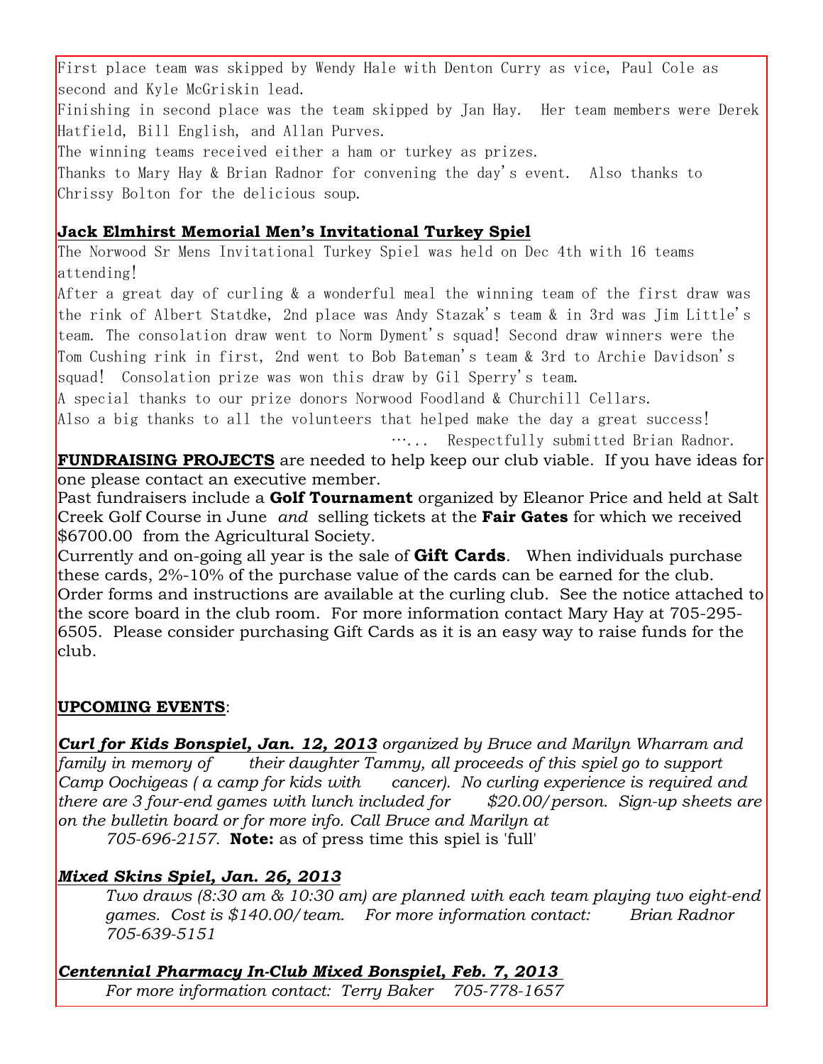First place team was skipped by Wendy Hale with Denton Curry as vice, Paul Cole as second and Kyle McGriskin lead.

Finishing in second place was the team skipped by Jan Hay. Her team members were Derek Hatfield, Bill English, and Allan Purves.

The winning teams received either a ham or turkey as prizes.

Thanks to Mary Hay & Brian Radnor for convening the day's event. Also thanks to Chrissy Bolton for the delicious soup.

**Jack Elmhirst Memorial Men's Invitational Turkey Spiel**

The Norwood Sr Mens Invitational Turkey Spiel was held on Dec 4th with 16 teams attending!

After a great day of curling & a wonderful meal the winning team of the first draw was the rink of Albert Statdke, 2nd place was Andy Stazak's team & in 3rd was Jim Little's team. The consolation draw went to Norm Dyment's squad! Second draw winners were the Tom Cushing rink in first, 2nd went to Bob Bateman's team & 3rd to Archie Davidson's squad! Consolation prize was won this draw by Gil Sperry's team.

A special thanks to our prize donors Norwood Foodland & Churchill Cellars.

Also a big thanks to all the volunteers that helped make the day a great success!

…... Respectfully submitted Brian Radnor.

**FUNDRAISING PROJECTS** are needed to help keep our club viable. If you have ideas for one please contact an executive member.

Past fundraisers include a **Golf Tournament** organized by Eleanor Price and held at Salt Creek Golf Course in June *and* selling tickets at the **Fair Gates** for which we received $6700.00 from the Agricultural Society.

Currently and on-going all year is the sale of **Gift Cards**. When individuals purchase these cards, 2%-10% of the purchase value of the cards can be earned for the club. Order forms and instructions are available at the curling club. See the notice attached to the score board in the club room. For more information contact Mary Hay at 705-295-6505. Please consider purchasing Gift Cards as it is an easy way to raise funds for the club.

**UPCOMING EVENTS**:

***Curl for Kids Bonspiel, Jan. 12, 2013*** *organized by Bruce and Marilyn Wharram and family in memory of their daughter Tammy, all proceeds of this spiel go to support Camp Oochigeas ( a camp for kids with cancer). No curling experience is required and there are 3 four-end games with lunch included for $20.00/person. Sign-up sheets are on the bulletin board or for more info. Call Bruce and Marilyn at 705-696-2157.* **Note:** as of press time this spiel is 'full'

***Mixed Skins Spiel, Jan. 26, 2013***

*Two draws (8:30 am & 10:30 am) are planned with each team playing two eight-end games. Cost is $140.00/team. For more information contact: Brian Radnor 705-639-5151*

***Centennial Pharmacy In-Club Mixed Bonspiel, Feb. 7, 2013***

*For more information contact: Terry Baker 705-778-1657*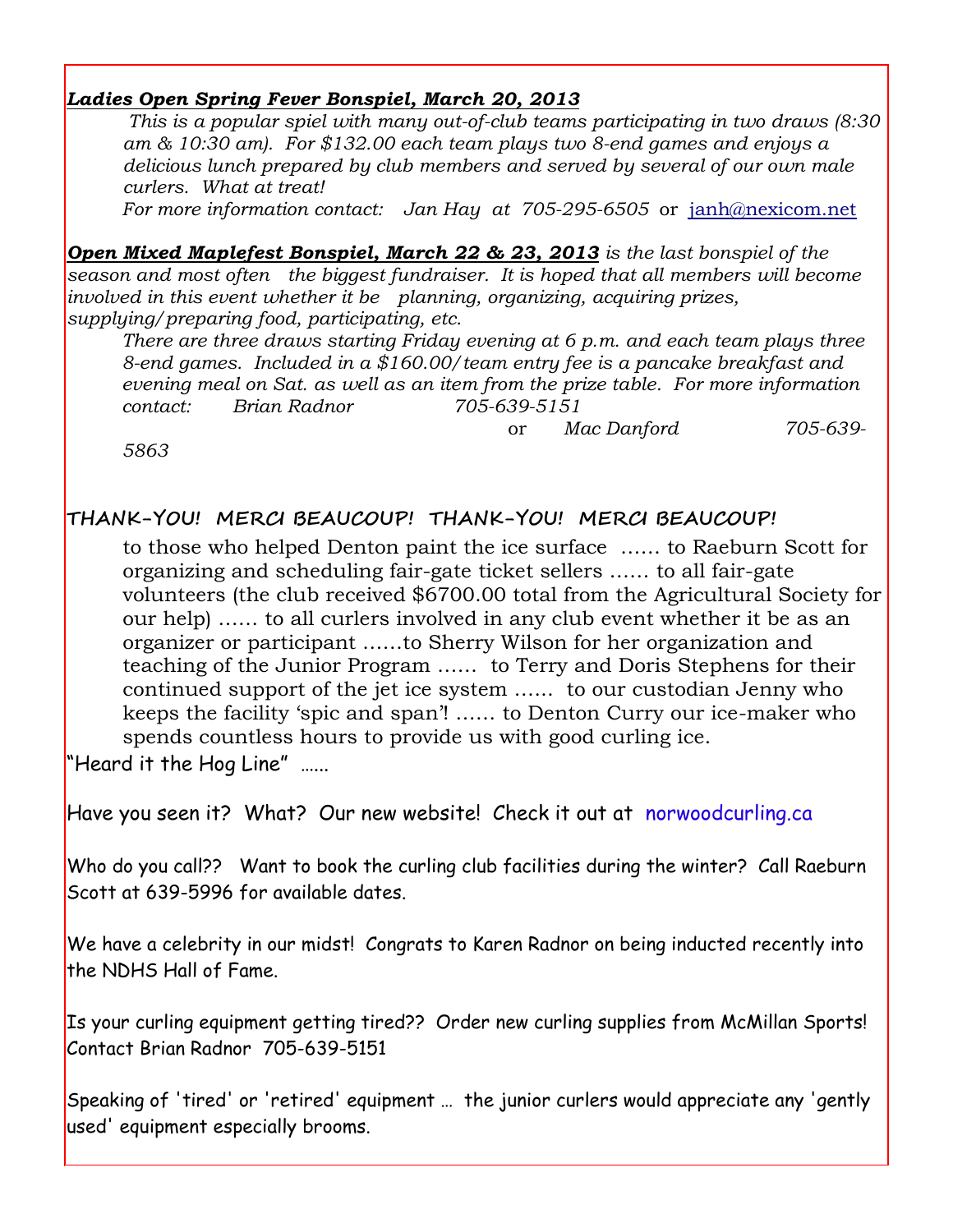***Ladies Open Spring Fever Bonspiel, March 20, 2013***

*This is a popular spiel with many out-of-club teams participating in two draws (8:30 am & 10:30 am). For $132.00 each team plays two 8-end games and enjoys a delicious lunch prepared by club members and served by several of our own male curlers. What at treat!*

*For more information contact: Jan Hay at 705-295-6505* or janh@nexicom.net

***Open Mixed Maplefest Bonspiel, March 22 & 23, 2013*** *is the last bonspiel of the season and most often the biggest fundraiser. It is hoped that all members will become involved in this event whether it be planning, organizing, acquiring prizes, supplying/preparing food, participating, etc.*

*There are three draws starting Friday evening at 6 p.m. and each team plays three 8-end games. Included in a $160.00/team entry fee is a pancake breakfast and evening meal on Sat. as well as an item from the prize table. For more information contact: Brian Radnor 705-639-5151 or Mac Danford 705-639-5863*

**THANK–YOU! MERCI BEAUCOUP! THANK–YOU! MERCI BEAUCOUP!**

to those who helped Denton paint the ice surface …… to Raeburn Scott for organizing and scheduling fair-gate ticket sellers …… to all fair-gate volunteers (the club received $6700.00 total from the Agricultural Society for our help) …… to all curlers involved in any club event whether it be as an organizer or participant ……to Sherry Wilson for her organization and teaching of the Junior Program …… to Terry and Doris Stephens for their continued support of the jet ice system …… to our custodian Jenny who keeps the facility 'spic and span'! …… to Denton Curry our ice-maker who spends countless hours to provide us with good curling ice.

"Heard it the Hog Line" ……

Have you seen it? What? Our new website! Check it out at norwoodcurling.ca

Who do you call?? Want to book the curling club facilities during the winter? Call Raeburn Scott at 639-5996 for available dates.

We have a celebrity in our midst! Congrats to Karen Radnor on being inducted recently into the NDHS Hall of Fame.

Is your curling equipment getting tired?? Order new curling supplies from McMillan Sports! Contact Brian Radnor 705-639-5151

Speaking of 'tired' or 'retired' equipment … the junior curlers would appreciate any 'gently used' equipment especially brooms.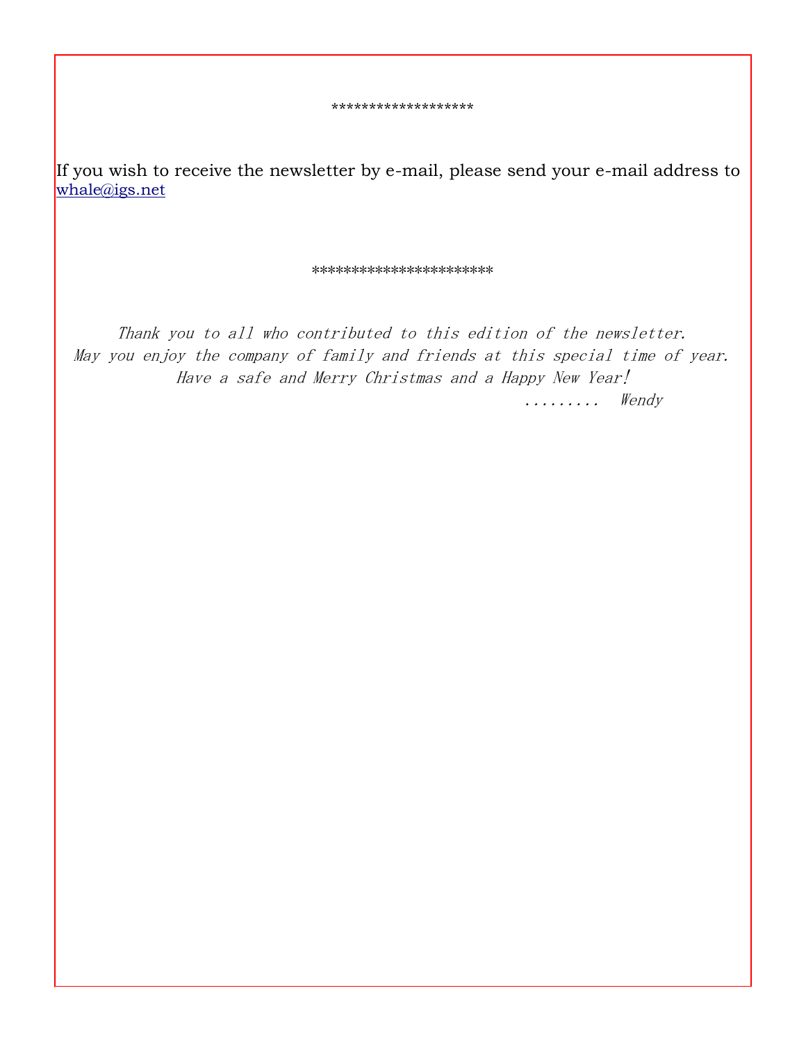*******************

If you wish to receive the newsletter by e-mail, please send your e-mail address to whale@igs.net

**********************

*Thank you to all who contributed to this edition of the newsletter.*
*May you enjoy the company of family and friends at this special time of year.*
*Have a safe and Merry Christmas and a Happy New Year!*
*......... Wendy*